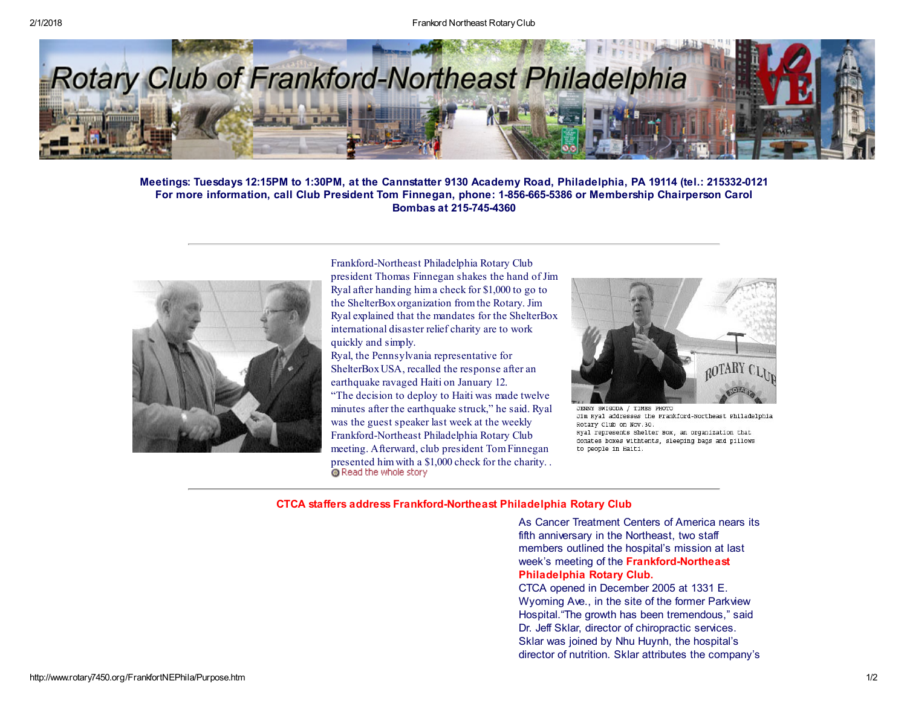# Rotary Club of Frankford-Northeast Philadelphia

**Meetings: Tuesdays 12:15PM to 1:30PM, at the Cannstatter 9130 Academy Road, Philadelphia, PA 19114 (tel.: 215332-0121**
**For more information, call Club President Tom Finnegan, phone: 1-856-665-5386 or Membership Chairperson Carol Bombas at 215-745-4360**

---

Frankford-Northeast Philadelphia Rotary Club president Thomas Finnegan shakes the hand of Jim Ryal after handing him a check for $1,000 to go to the ShelterBox organization from the Rotary. Jim Ryal explained that the mandates for the ShelterBox international disaster relief charity are to work quickly and simply.
Ryal, the Pennsylvania representative for ShelterBox USA, recalled the response after an earthquake ravaged Haiti on January 12.
"The decision to deploy to Haiti was made twelve minutes after the earthquake struck," he said. Ryal was the guest speaker last week at the weekly Frankford-Northeast Philadelphia Rotary Club meeting. Afterward, club president Tom Finnegan presented him with a $1,000 check for the charity. .
Read the whole story

JENNY SWIGODA / TIMES PHOTO
Jim Ryal addresses the Frankford-Northeast Philadelphia Rotary Club on Nov. 30.
Ryal represents Shelter Box, an organization that donates boxes withtents, sleeping bags and pillows to people in Haiti.

---

## CTCA staffers address Frankford-Northeast Philadelphia Rotary Club

As Cancer Treatment Centers of America nears its fifth anniversary in the Northeast, two staff members outlined the hospital's mission at last week's meeting of the **Frankford-Northeast Philadelphia Rotary Club.**
CTCA opened in December 2005 at 1331 E. Wyoming Ave., in the site of the former Parkview Hospital."The growth has been tremendous," said Dr. Jeff Sklar, director of chiropractic services. Sklar was joined by Nhu Huynh, the hospital's director of nutrition. Sklar attributes the company's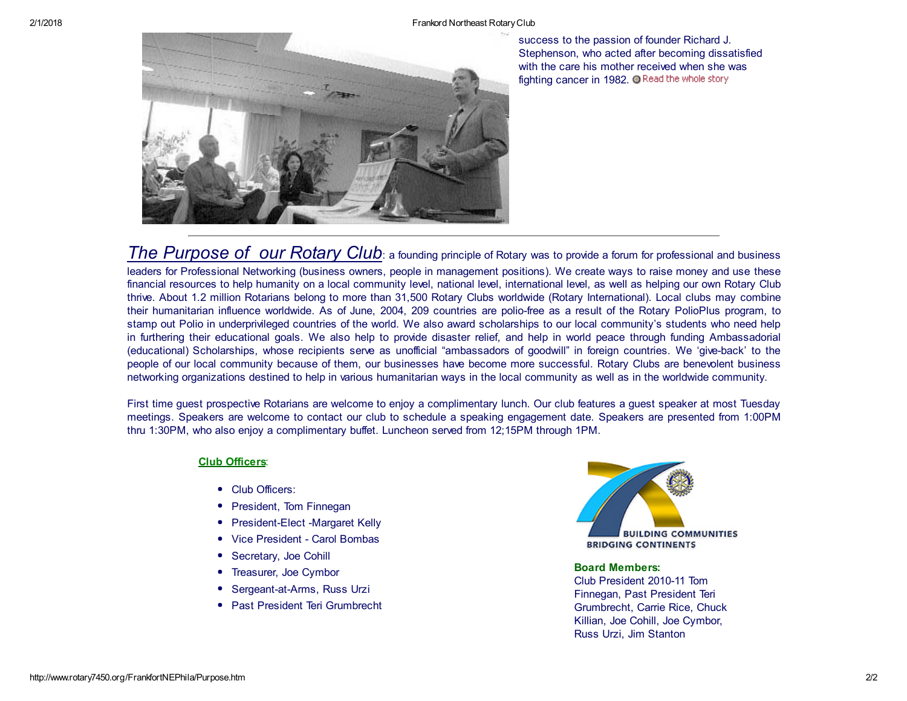success to the passion of founder Richard J. Stephenson, who acted after becoming dissatisfied with the care his mother received when she was fighting cancer in 1982. Read the whole story

---

## *The Purpose of our Rotary Club*: a founding principle of Rotary was to provide a forum for professional and business leaders for Professional Networking (business owners, people in management positions). We create ways to raise money and use these financial resources to help humanity on a local community level, national level, international level, as well as helping our own Rotary Club thrive. About 1.2 million Rotarians belong to more than 31,500 Rotary Clubs worldwide (Rotary International). Local clubs may combine their humanitarian influence worldwide. As of June, 2004, 209 countries are polio-free as a result of the Rotary PolioPlus program, to stamp out Polio in underprivileged countries of the world. We also award scholarships to our local community's students who need help in furthering their educational goals. We also help to provide disaster relief, and help in world peace through funding Ambassadorial (educational) Scholarships, whose recipients serve as unofficial "ambassadors of goodwill" in foreign countries. We 'give-back' to the people of our local community because of them, our businesses have become more successful. Rotary Clubs are benevolent business networking organizations destined to help in various humanitarian ways in the local community as well as in the worldwide community.

First time guest prospective Rotarians are welcome to enjoy a complimentary lunch. Our club features a guest speaker at most Tuesday meetings. Speakers are welcome to contact our club to schedule a speaking engagement date. Speakers are presented from 1:00PM thru 1:30PM, who also enjoy a complimentary buffet. Luncheon served from 12;15PM through 1PM.

**Club Officers**:

- Club Officers:
- President, Tom Finnegan
- President-Elect -Margaret Kelly
- Vice President - Carol Bombas
- Secretary, Joe Cohill
- Treasurer, Joe Cymbor
- Sergeant-at-Arms, Russ Urzi
- Past President Teri Grumbrecht

BUILDING COMMUNITIES
BRIDGING CONTINENTS

**Board Members:**
Club President 2010-11 Tom Finnegan, Past President Teri Grumbrecht, Carrie Rice, Chuck Killian, Joe Cohill, Joe Cymbor, Russ Urzi, Jim Stanton